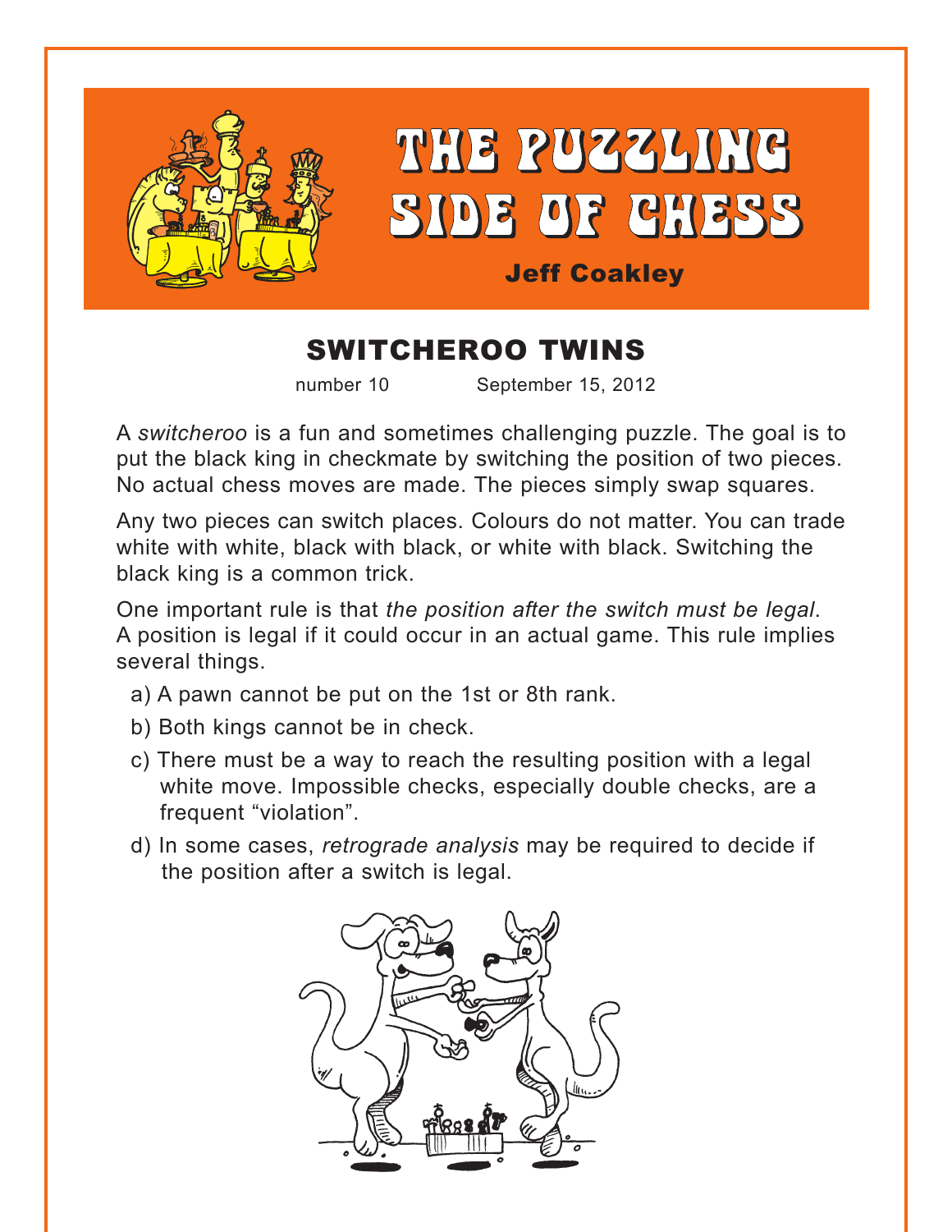# THE PUZZLING SIDE OF CHESS

**Jeff Coakley**

## SWITCHEROO TWINS

number 10 September 15, 2012

A *switcheroo* is a fun and sometimes challenging puzzle. The goal is to put the black king in checkmate by switching the position of two pieces. No actual chess moves are made. The pieces simply swap squares.

Any two pieces can switch places. Colours do not matter. You can trade white with white, black with black, or white with black. Switching the black king is a common trick.

One important rule is that *the position after the switch must be legal*. A position is legal if it could occur in an actual game. This rule implies several things.

a) A pawn cannot be put on the 1st or 8th rank.

b) Both kings cannot be in check.

c) There must be a way to reach the resulting position with a legal white move. Impossible checks, especially double checks, are a frequent "violation".

d) In some cases, *retrograde analysis* may be required to decide if the position after a switch is legal.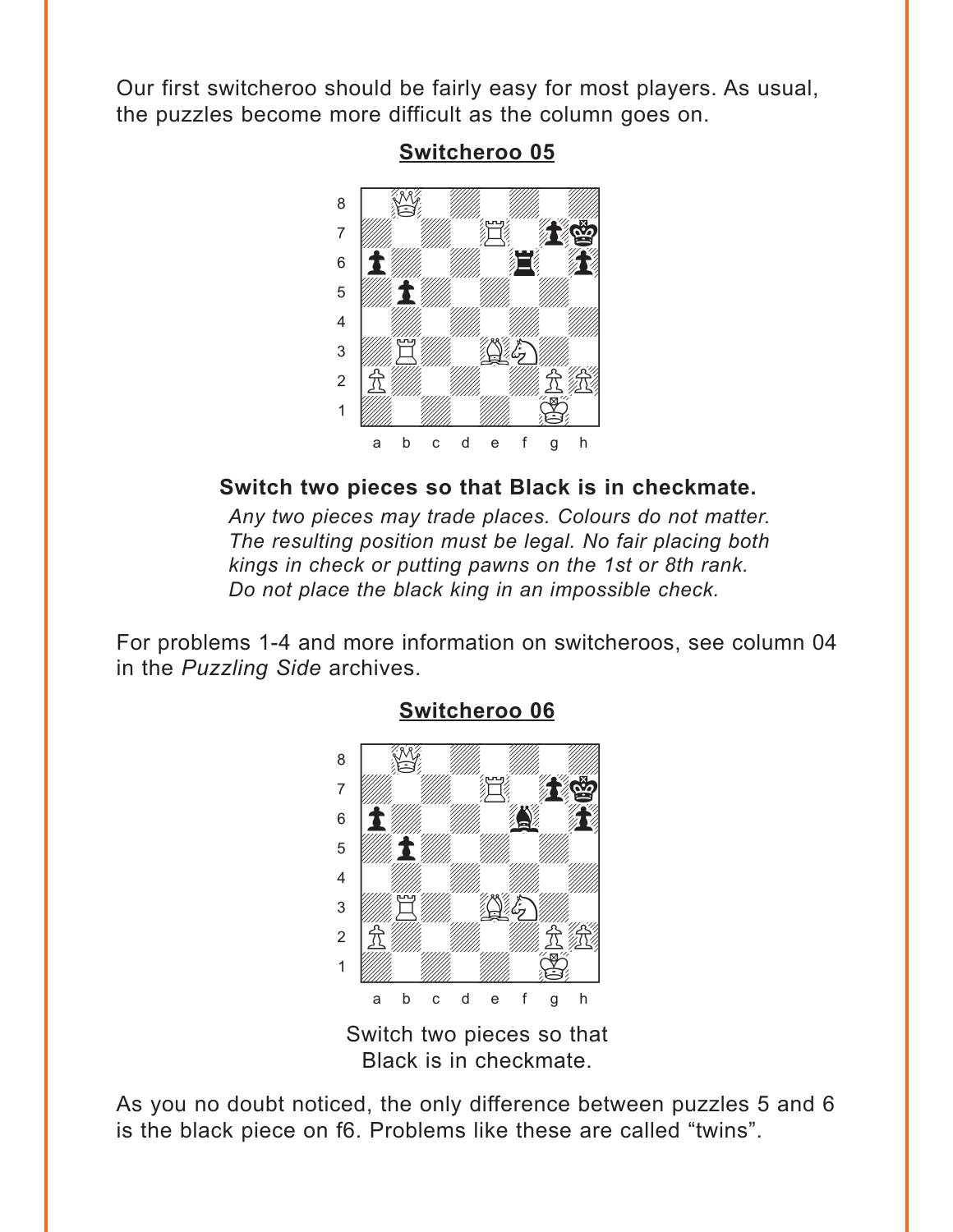Our first switcheroo should be fairly easy for most players. As usual, the puzzles become more difficult as the column goes on.

## Switcheroo 05

8
7
6
5
4
3
2
1

a b c d e f g h

**Switch two pieces so that Black is in checkmate.**

*Any two pieces may trade places. Colours do not matter. The resulting position must be legal. No fair placing both kings in check or putting pawns on the 1st or 8th rank. Do not place the black king in an impossible check.*

For problems 1-4 and more information on switcheroos, see column 04 in the *Puzzling Side* archives.

## Switcheroo 06

8
7
6
5
4
3
2
1

a b c d e f g h

Switch two pieces so that Black is in checkmate.

As you no doubt noticed, the only difference between puzzles 5 and 6 is the black piece on f6. Problems like these are called "twins".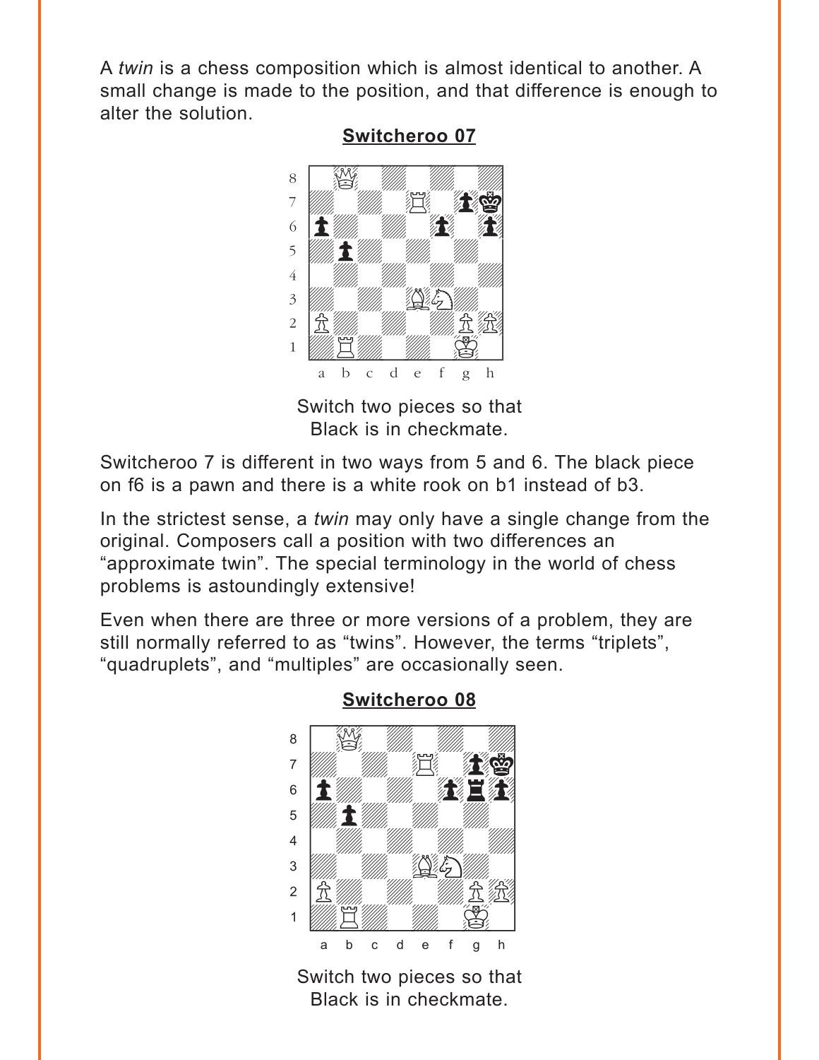A *twin* is a chess composition which is almost identical to another. A small change is made to the position, and that difference is enough to alter the solution.

**Switcheroo 07**

Switch two pieces so that Black is in checkmate.

Switcheroo 7 is different in two ways from 5 and 6. The black piece on f6 is a pawn and there is a white rook on b1 instead of b3.

In the strictest sense, a *twin* may only have a single change from the original. Composers call a position with two differences an “approximate twin”. The special terminology in the world of chess problems is astoundingly extensive!

Even when there are three or more versions of a problem, they are still normally referred to as “twins”. However, the terms “triplets”, “quadruplets”, and “multiples” are occasionally seen.

**Switcheroo 08**

Switch two pieces so that Black is in checkmate.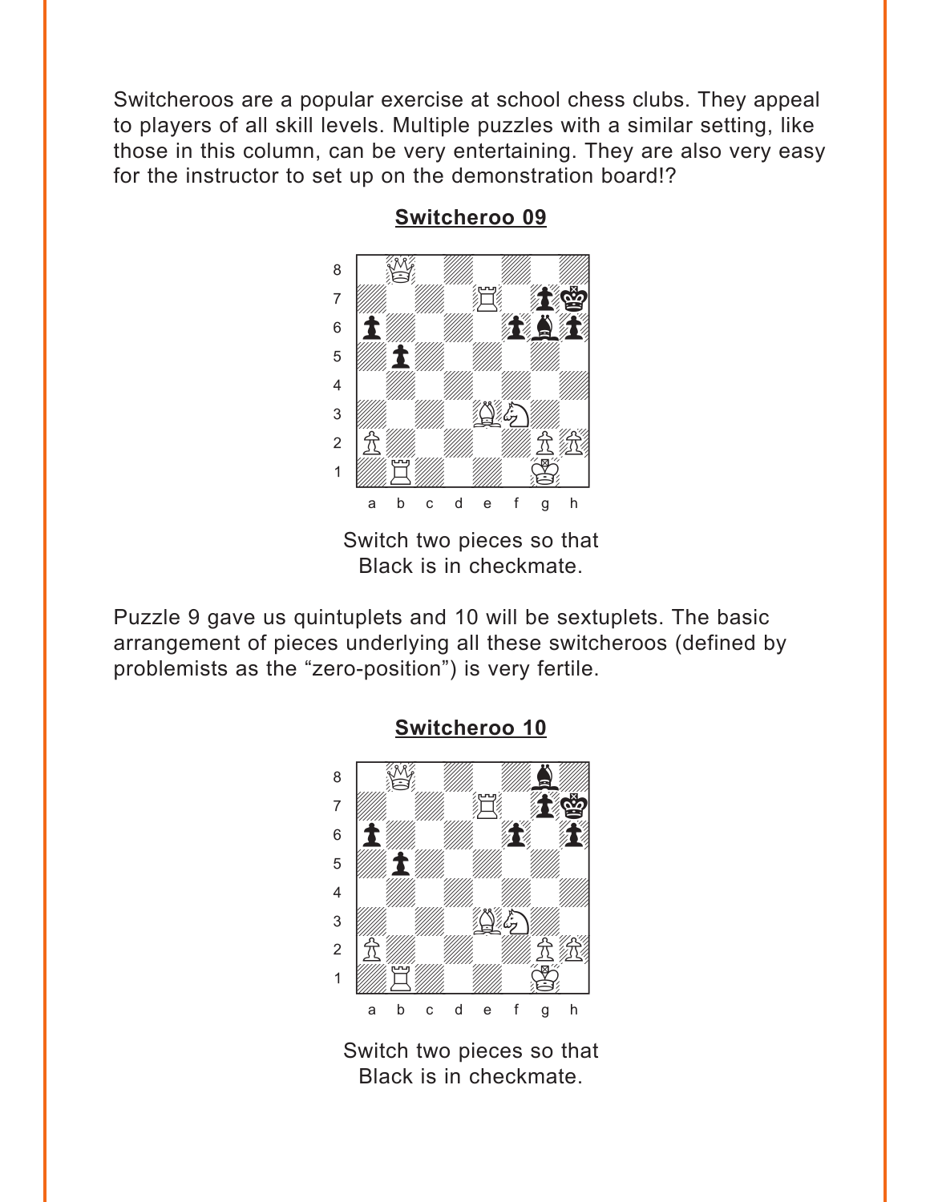Switcheroos are a popular exercise at school chess clubs. They appeal to players of all skill levels. Multiple puzzles with a similar setting, like those in this column, can be very entertaining. They are also very easy for the instructor to set up on the demonstration board!?

## Switcheroo 09

Switch two pieces so that Black is in checkmate.

Puzzle 9 gave us quintuplets and 10 will be sextuplets. The basic arrangement of pieces underlying all these switcheroos (defined by problemists as the "zero-position") is very fertile.

## Switcheroo 10

Switch two pieces so that Black is in checkmate.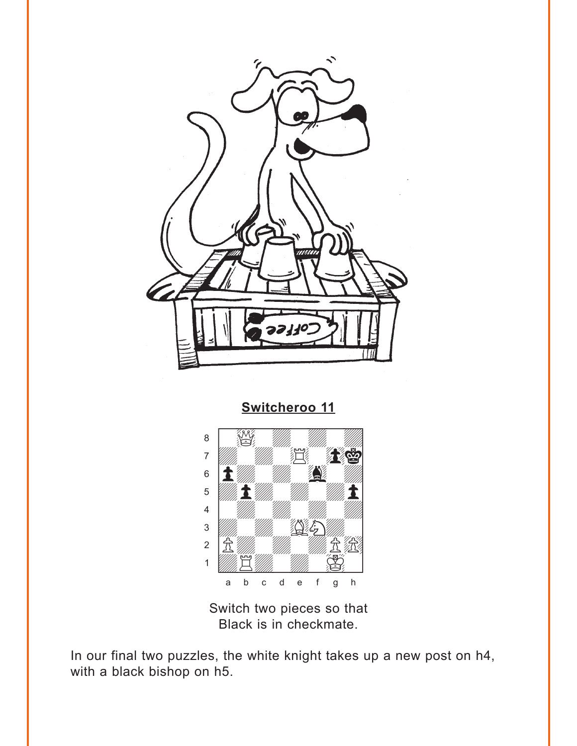**Switcheroo 11**

8
7
6
5
4
3
2
1
a b c d e f g h

Switch two pieces so that
Black is in checkmate.

In our final two puzzles, the white knight takes up a new post on h4, with a black bishop on h5.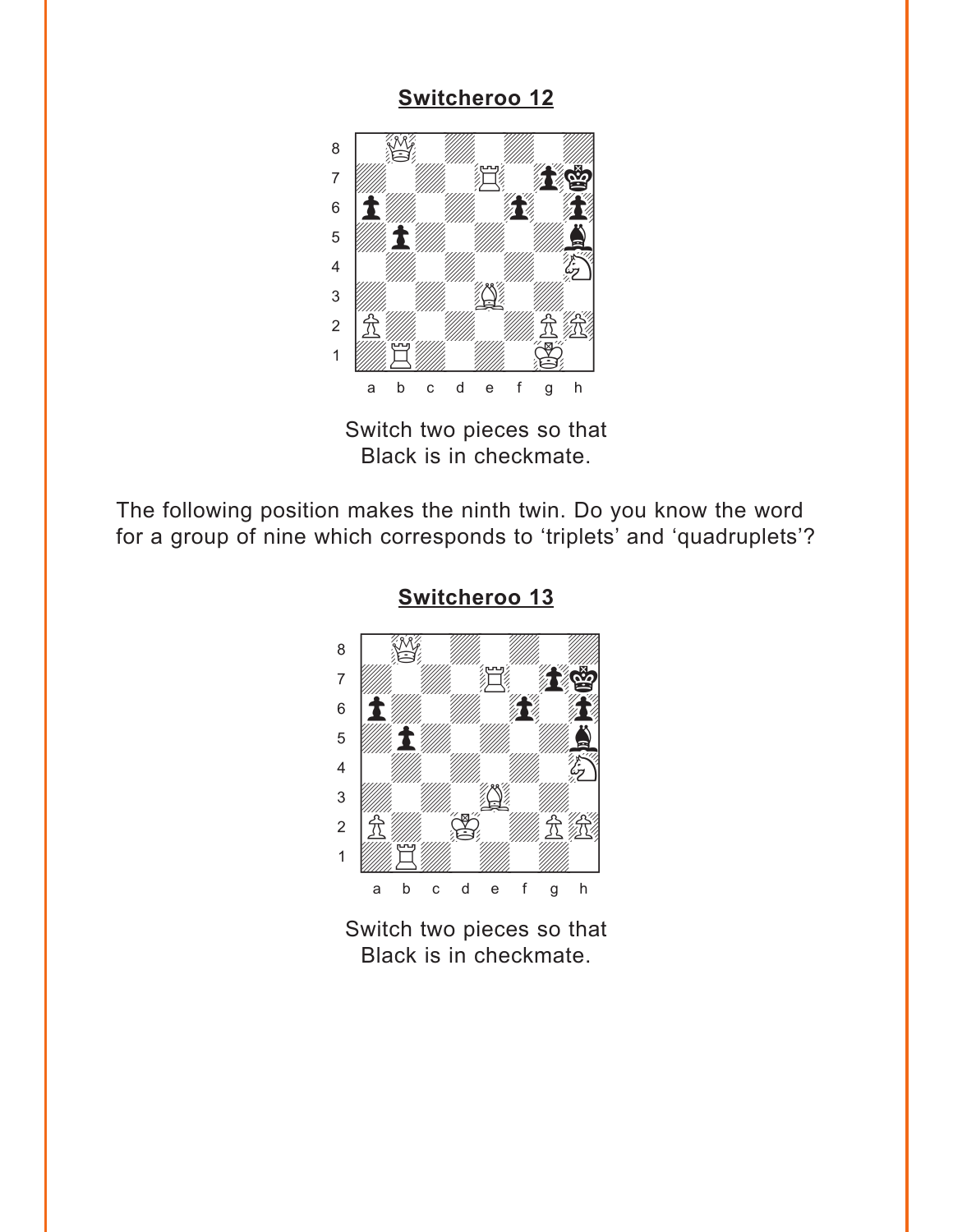## Switcheroo 12

Switch two pieces so that
Black is in checkmate.

The following position makes the ninth twin. Do you know the word for a group of nine which corresponds to ‘triplets’ and ‘quadruplets’?

## Switcheroo 13

Switch two pieces so that
Black is in checkmate.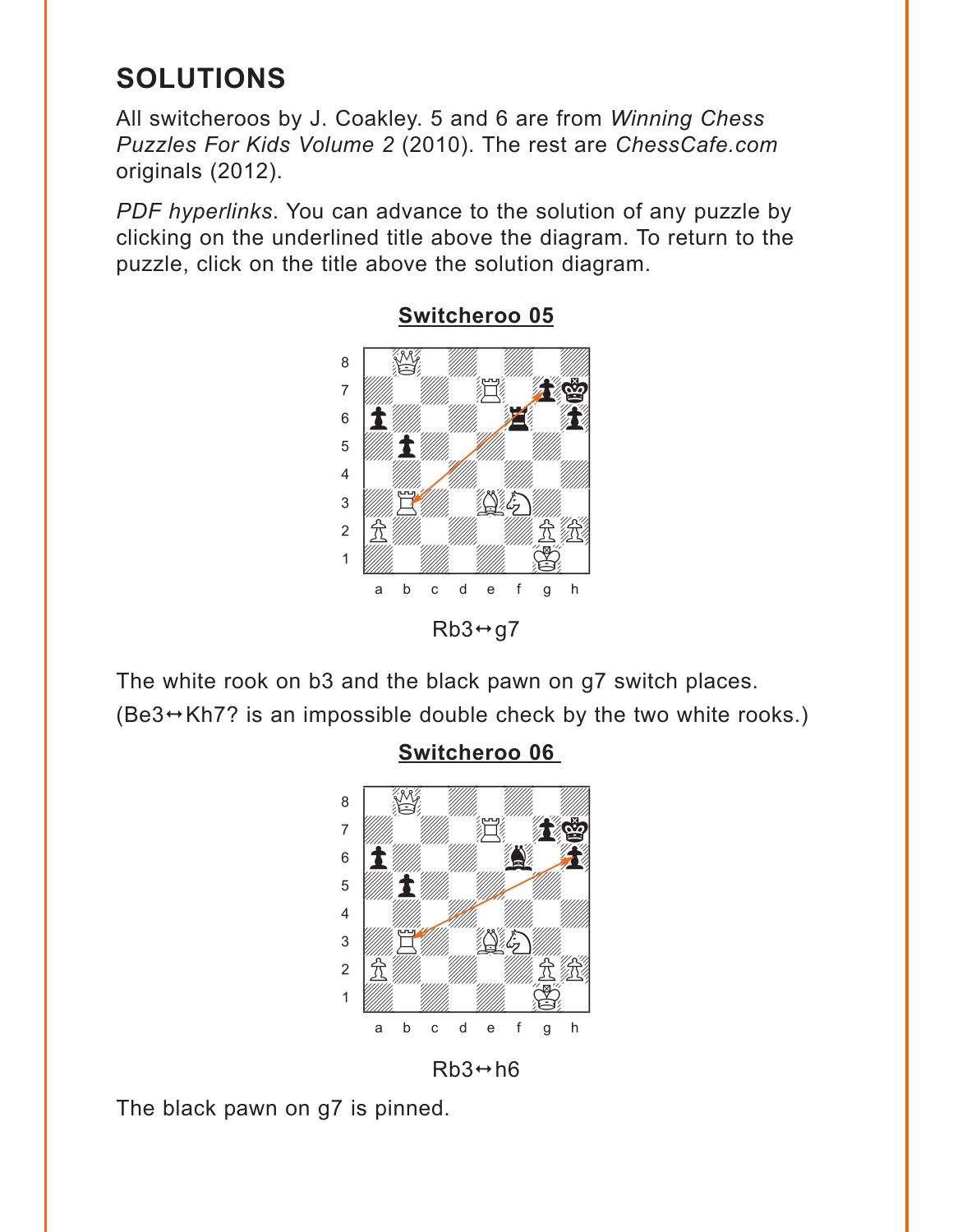# SOLUTIONS

All switcheroos by J. Coakley. 5 and 6 are from *Winning Chess Puzzles For Kids Volume 2* (2010). The rest are *ChessCafe.com* originals (2012).

*PDF hyperlinks*. You can advance to the solution of any puzzle by clicking on the underlined title above the diagram. To return to the puzzle, click on the title above the solution diagram.

## Switcheroo 05

Rb3↔g7

The white rook on b3 and the black pawn on g7 switch places. (Be3↔Kh7? is an impossible double check by the two white rooks.)

## Switcheroo 06

Rb3↔h6

The black pawn on g7 is pinned.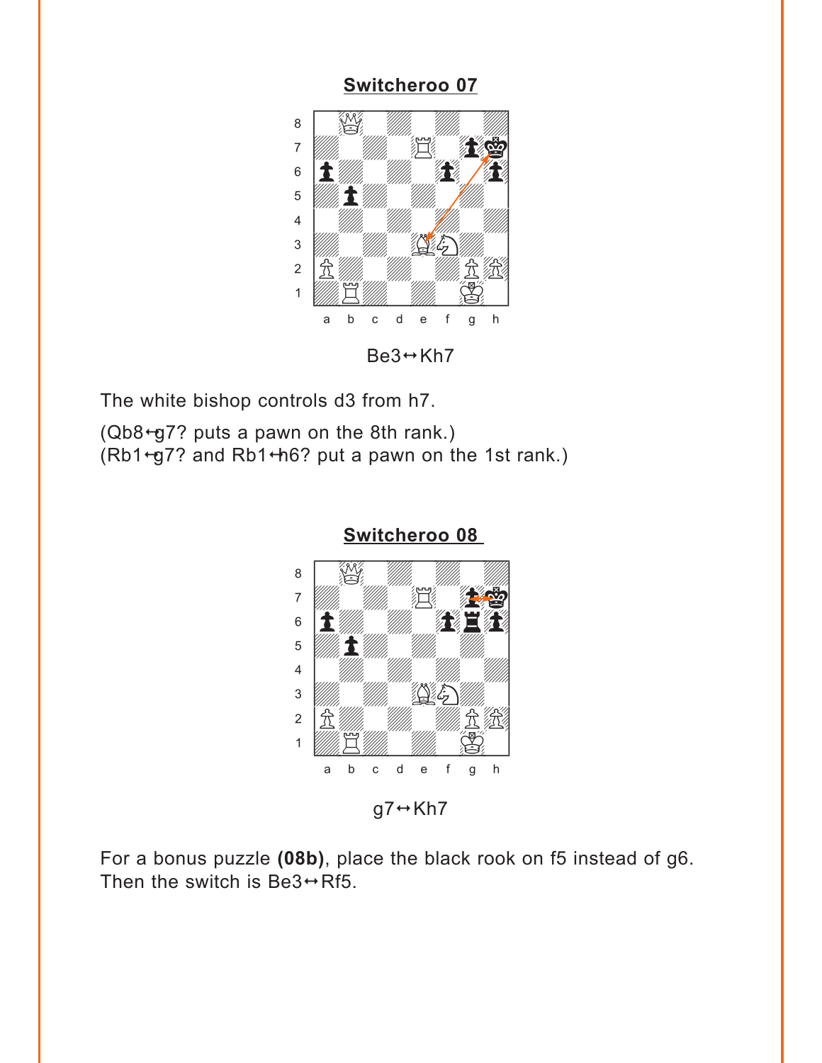## Switcheroo 07

Be3↔Kh7

The white bishop controls d3 from h7.

(Qb8↔g7? puts a pawn on the 8th rank.)
(Rb1↔g7? and Rb1↔h6? put a pawn on the 1st rank.)

## Switcheroo 08

g7↔Kh7

For a bonus puzzle **(08b)**, place the black rook on f5 instead of g6. Then the switch is Be3↔Rf5.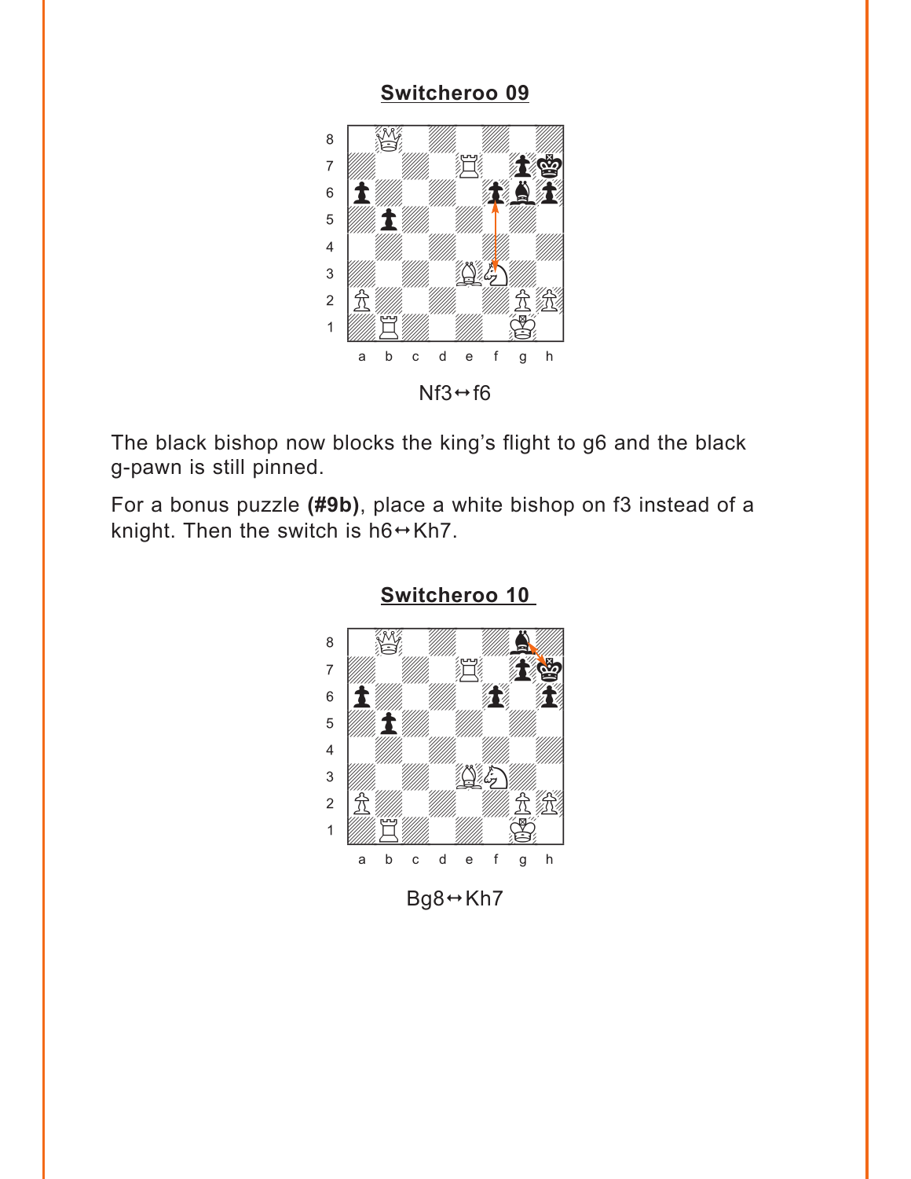## Switcheroo 09

Nf3↔f6

The black bishop now blocks the king's flight to g6 and the black g-pawn is still pinned.

For a bonus puzzle **(#9b)**, place a white bishop on f3 instead of a knight. Then the switch is h6↔Kh7.

## Switcheroo 10

Bg8↔Kh7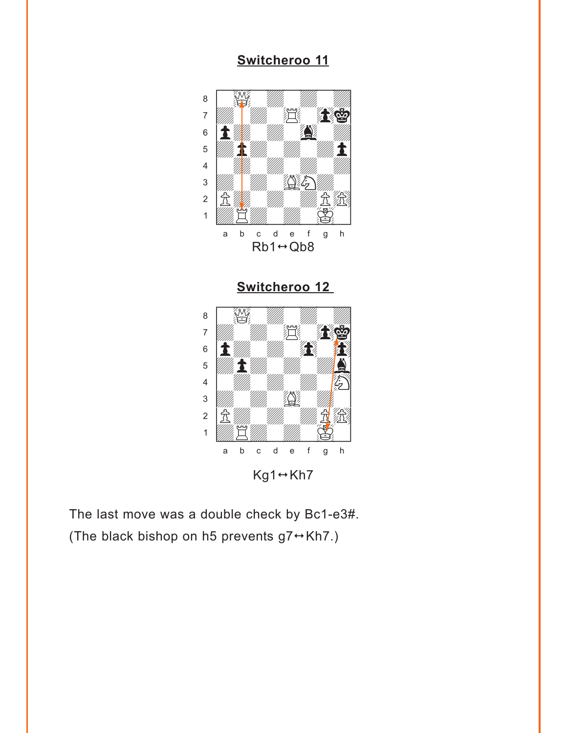## Switcheroo 11

8
7
6
5
4
3
2
1

a b c d e f g h

Rb1↔Qb8

## Switcheroo 12

8
7
6
5
4
3
2
1

a b c d e f g h

Kg1↔Kh7

The last move was a double check by Bc1-e3#.

(The black bishop on h5 prevents g7↔Kh7.)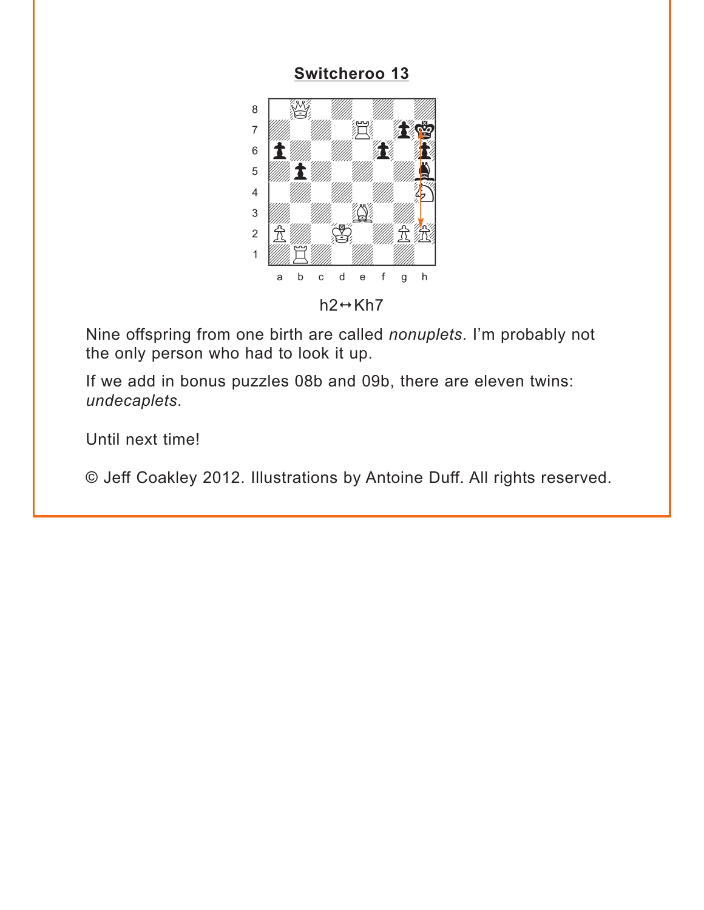## Switcheroo 13

8
7
6
5
4
3
2
1

a b c d e f g h

h2↔Kh7

Nine offspring from one birth are called *nonuplets*. I'm probably not the only person who had to look it up.

If we add in bonus puzzles 08b and 09b, there are eleven twins: *undecaplets*.

Until next time!

© Jeff Coakley 2012. Illustrations by Antoine Duff. All rights reserved.